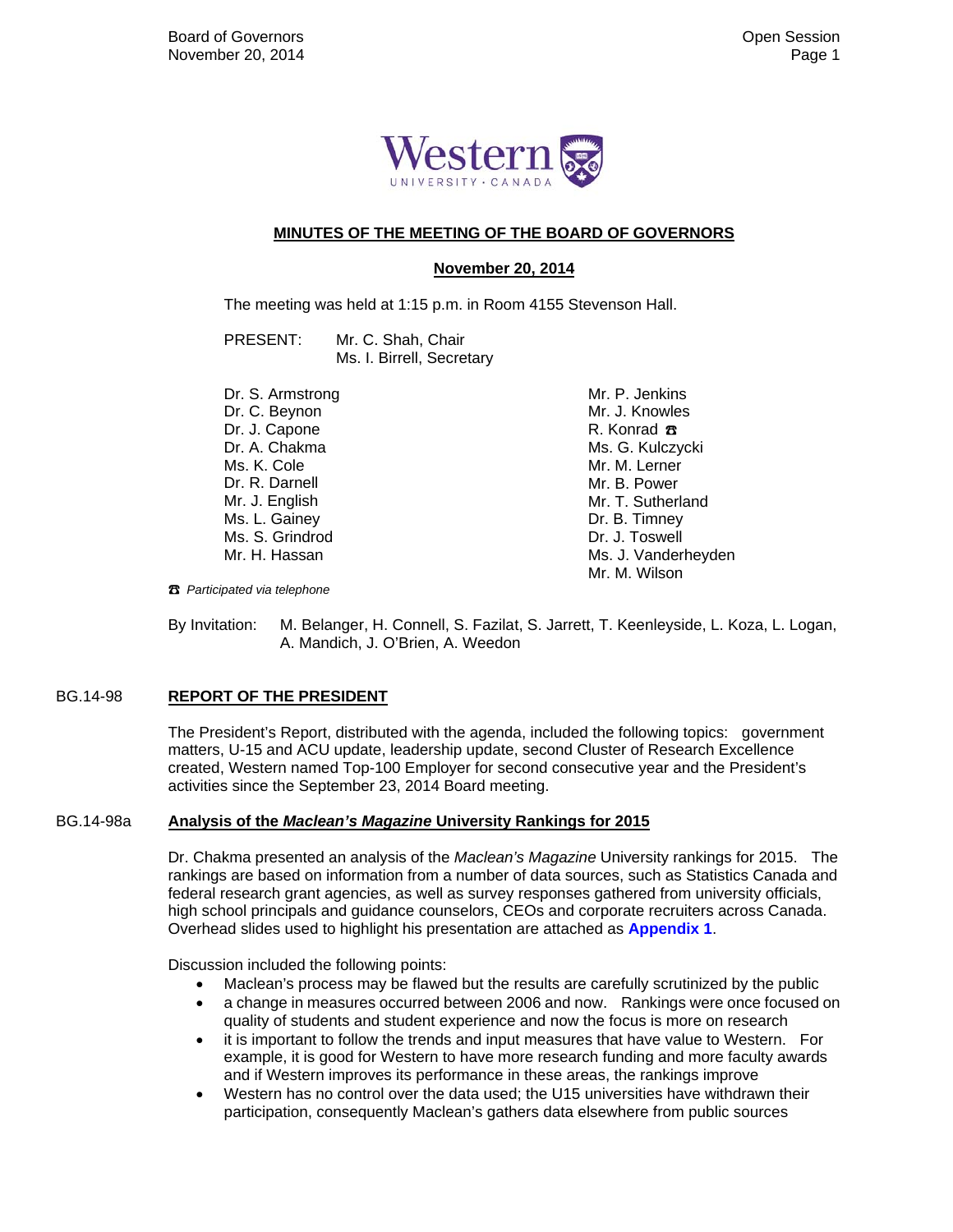# MINUTES OF THE MEETING OF THE BOARD OF GOVERNORS

## November 20, 2014

The meeting was held at 1:15 p.m. in Room 4155 Stevenson Hall.

PRESENT: Mr. C. Shah, Chair
Ms. I. Birrell, Secretary

Dr. S. Armstrong
Dr. C. Beynon
Dr. J. Capone
Dr. A. Chakma
Ms. K. Cole
Dr. R. Darnell
Mr. J. English
Ms. L. Gainey
Ms. S. Grindrod
Mr. H. Hassan
Mr. P. Jenkins
Mr. J. Knowles
R. Konrad ☎
Ms. G. Kulczycki
Mr. M. Lerner
Mr. B. Power
Mr. T. Sutherland
Dr. B. Timney
Dr. J. Toswell
Ms. J. Vanderheyden
Mr. M. Wilson

☎ *Participated via telephone*

By Invitation: M. Belanger, H. Connell, S. Fazilat, S. Jarrett, T. Keenleyside, L. Koza, L. Logan, A. Mandich, J. O'Brien, A. Weedon

### BG.14-98 REPORT OF THE PRESIDENT

The President's Report, distributed with the agenda, included the following topics: government matters, U-15 and ACU update, leadership update, second Cluster of Research Excellence created, Western named Top-100 Employer for second consecutive year and the President's activities since the September 23, 2014 Board meeting.

### BG.14-98a Analysis of the *Maclean's Magazine* University Rankings for 2015

Dr. Chakma presented an analysis of the *Maclean's Magazine* University rankings for 2015. The rankings are based on information from a number of data sources, such as Statistics Canada and federal research grant agencies, as well as survey responses gathered from university officials, high school principals and guidance counselors, CEOs and corporate recruiters across Canada. Overhead slides used to highlight his presentation are attached as **Appendix 1**.

Discussion included the following points:

- Maclean's process may be flawed but the results are carefully scrutinized by the public
- a change in measures occurred between 2006 and now. Rankings were once focused on quality of students and student experience and now the focus is more on research
- it is important to follow the trends and input measures that have value to Western. For example, it is good for Western to have more research funding and more faculty awards and if Western improves its performance in these areas, the rankings improve
- Western has no control over the data used; the U15 universities have withdrawn their participation, consequently Maclean's gathers data elsewhere from public sources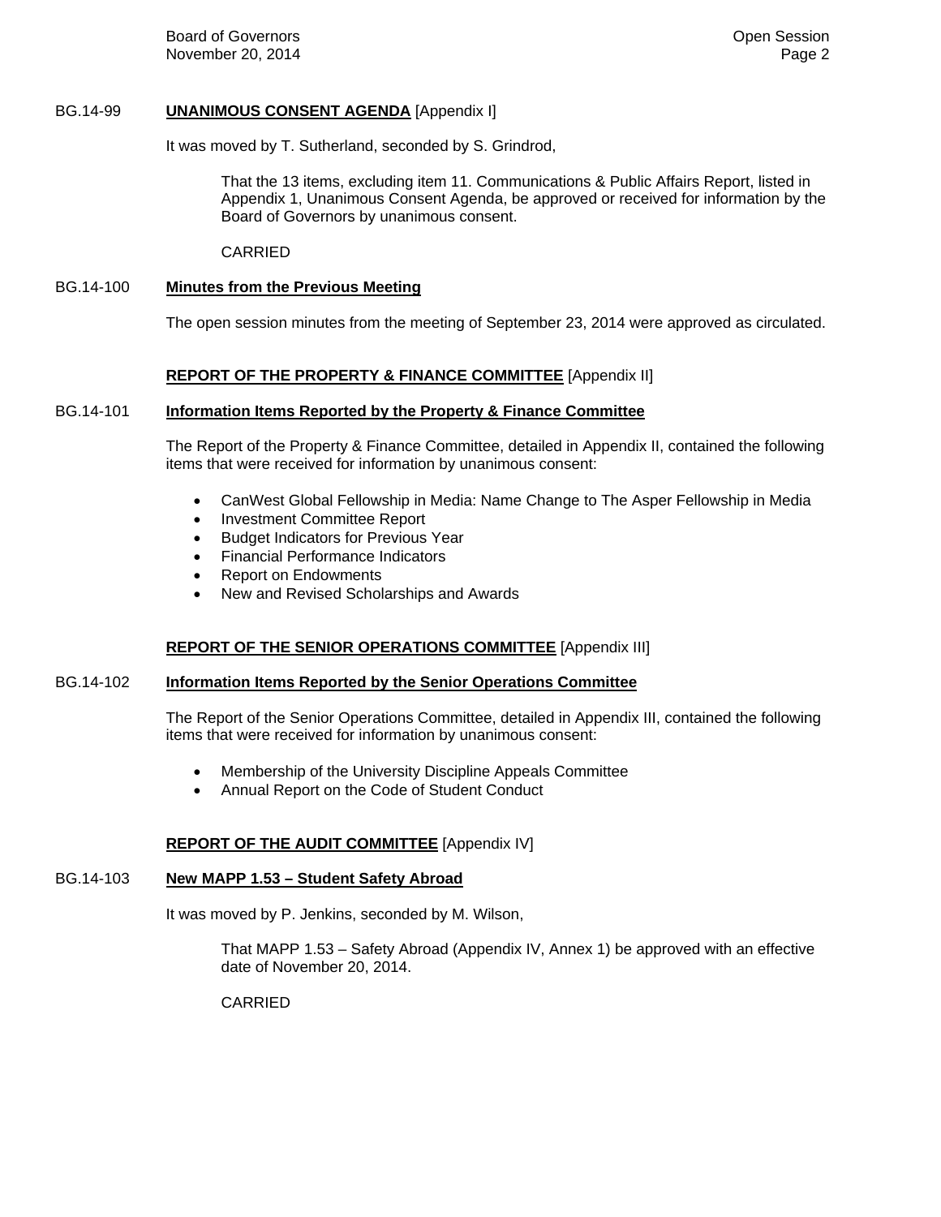BG.14-99 **UNANIMOUS CONSENT AGENDA** [Appendix I]

It was moved by T. Sutherland, seconded by S. Grindrod,

> That the 13 items, excluding item 11. Communications & Public Affairs Report, listed in Appendix 1, Unanimous Consent Agenda, be approved or received for information by the Board of Governors by unanimous consent.
>
> CARRIED

BG.14-100 **Minutes from the Previous Meeting**

The open session minutes from the meeting of September 23, 2014 were approved as circulated.

## REPORT OF THE PROPERTY & FINANCE COMMITTEE [Appendix II]

BG.14-101 **Information Items Reported by the Property & Finance Committee**

The Report of the Property & Finance Committee, detailed in Appendix II, contained the following items that were received for information by unanimous consent:

- CanWest Global Fellowship in Media: Name Change to The Asper Fellowship in Media
- Investment Committee Report
- Budget Indicators for Previous Year
- Financial Performance Indicators
- Report on Endowments
- New and Revised Scholarships and Awards

## REPORT OF THE SENIOR OPERATIONS COMMITTEE [Appendix III]

BG.14-102 **Information Items Reported by the Senior Operations Committee**

The Report of the Senior Operations Committee, detailed in Appendix III, contained the following items that were received for information by unanimous consent:

- Membership of the University Discipline Appeals Committee
- Annual Report on the Code of Student Conduct

## REPORT OF THE AUDIT COMMITTEE [Appendix IV]

BG.14-103 **New MAPP 1.53 – Student Safety Abroad**

It was moved by P. Jenkins, seconded by M. Wilson,

> That MAPP 1.53 – Safety Abroad (Appendix IV, Annex 1) be approved with an effective date of November 20, 2014.
>
> CARRIED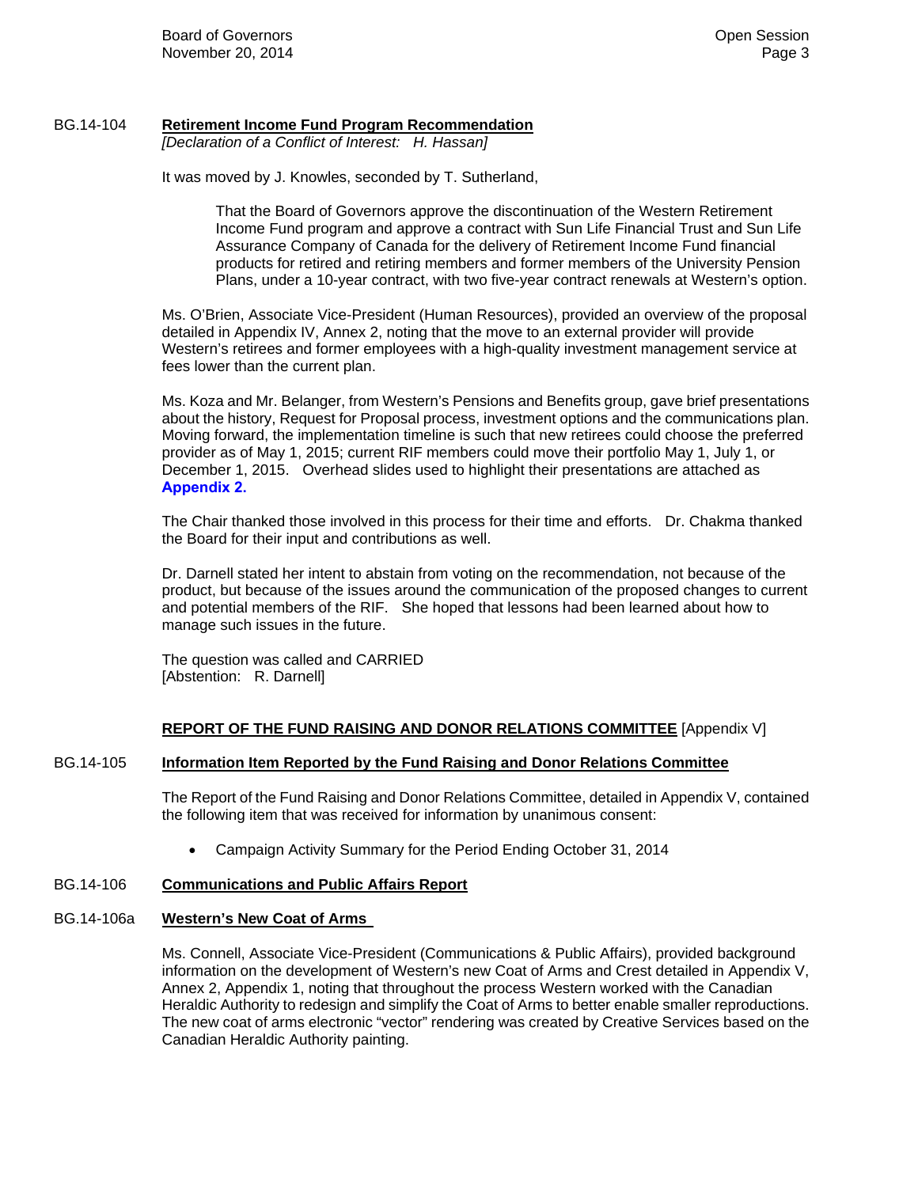BG.14-104 **Retirement Income Fund Program Recommendation**
*[Declaration of a Conflict of Interest: H. Hassan]*

It was moved by J. Knowles, seconded by T. Sutherland,

> That the Board of Governors approve the discontinuation of the Western Retirement Income Fund program and approve a contract with Sun Life Financial Trust and Sun Life Assurance Company of Canada for the delivery of Retirement Income Fund financial products for retired and retiring members and former members of the University Pension Plans, under a 10-year contract, with two five-year contract renewals at Western's option.

Ms. O'Brien, Associate Vice-President (Human Resources), provided an overview of the proposal detailed in Appendix IV, Annex 2, noting that the move to an external provider will provide Western's retirees and former employees with a high-quality investment management service at fees lower than the current plan.

Ms. Koza and Mr. Belanger, from Western's Pensions and Benefits group, gave brief presentations about the history, Request for Proposal process, investment options and the communications plan. Moving forward, the implementation timeline is such that new retirees could choose the preferred provider as of May 1, 2015; current RIF members could move their portfolio May 1, July 1, or December 1, 2015. Overhead slides used to highlight their presentations are attached as **Appendix 2.**

The Chair thanked those involved in this process for their time and efforts. Dr. Chakma thanked the Board for their input and contributions as well.

Dr. Darnell stated her intent to abstain from voting on the recommendation, not because of the product, but because of the issues around the communication of the proposed changes to current and potential members of the RIF. She hoped that lessons had been learned about how to manage such issues in the future.

The question was called and CARRIED
[Abstention: R. Darnell]

**REPORT OF THE FUND RAISING AND DONOR RELATIONS COMMITTEE** [Appendix V]

BG.14-105 **Information Item Reported by the Fund Raising and Donor Relations Committee**

The Report of the Fund Raising and Donor Relations Committee, detailed in Appendix V, contained the following item that was received for information by unanimous consent:

- Campaign Activity Summary for the Period Ending October 31, 2014

BG.14-106 **Communications and Public Affairs Report**

BG.14-106a **Western's New Coat of Arms**

Ms. Connell, Associate Vice-President (Communications & Public Affairs), provided background information on the development of Western's new Coat of Arms and Crest detailed in Appendix V, Annex 2, Appendix 1, noting that throughout the process Western worked with the Canadian Heraldic Authority to redesign and simplify the Coat of Arms to better enable smaller reproductions. The new coat of arms electronic "vector" rendering was created by Creative Services based on the Canadian Heraldic Authority painting.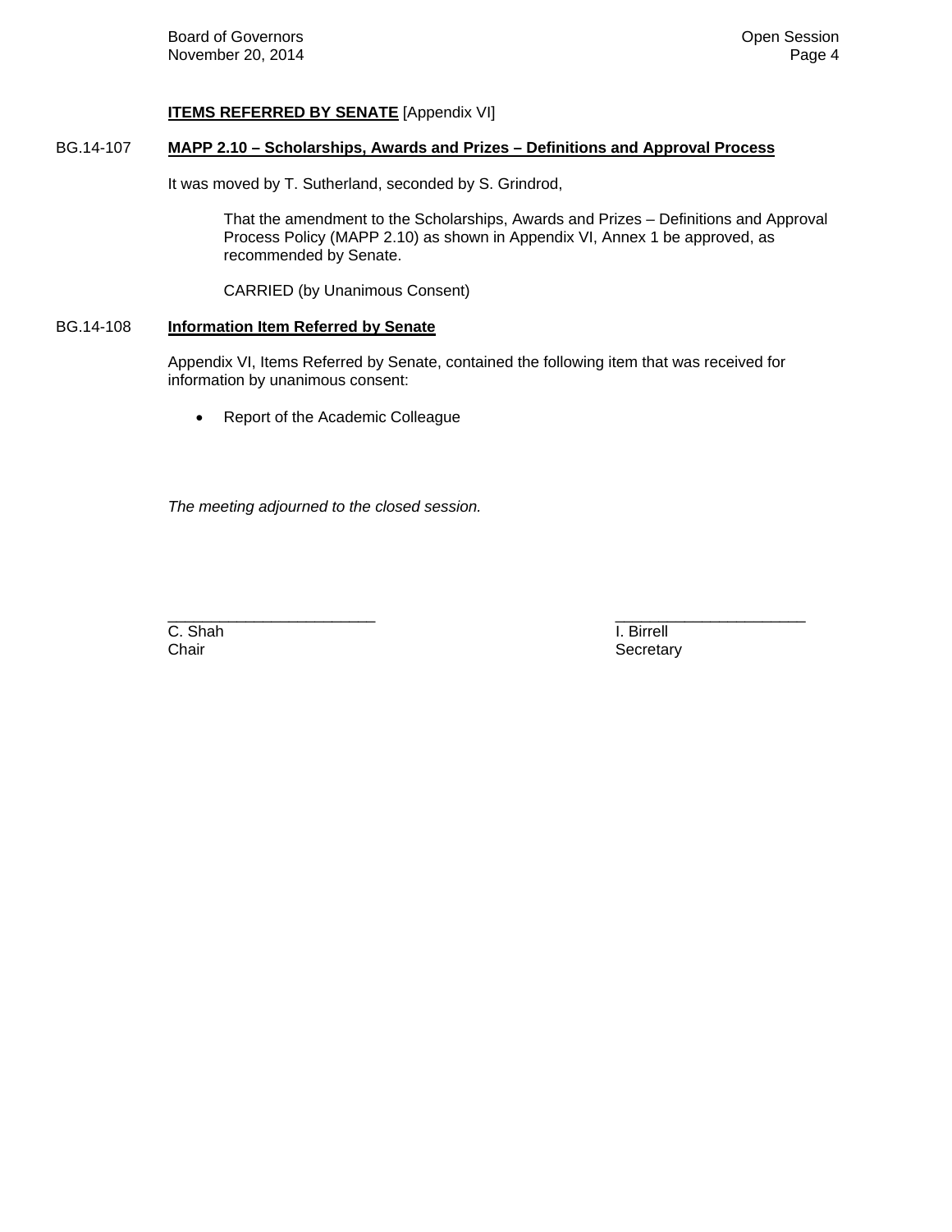**ITEMS REFERRED BY SENATE** [Appendix VI]

BG.14-107 **MAPP 2.10 – Scholarships, Awards and Prizes – Definitions and Approval Process**

It was moved by T. Sutherland, seconded by S. Grindrod,

> That the amendment to the Scholarships, Awards and Prizes – Definitions and Approval Process Policy (MAPP 2.10) as shown in Appendix VI, Annex 1 be approved, as recommended by Senate.
>
> CARRIED (by Unanimous Consent)

BG.14-108 **Information Item Referred by Senate**

Appendix VI, Items Referred by Senate, contained the following item that was received for information by unanimous consent:

- Report of the Academic Colleague

*The meeting adjourned to the closed session.*

\_\_\_\_\_\_\_\_\_\_\_\_\_\_\_\_\_\_\_\_\_\_\_\_
C. Shah
Chair

\_\_\_\_\_\_\_\_\_\_\_\_\_\_\_\_\_\_\_\_\_\_\_\_
I. Birrell
Secretary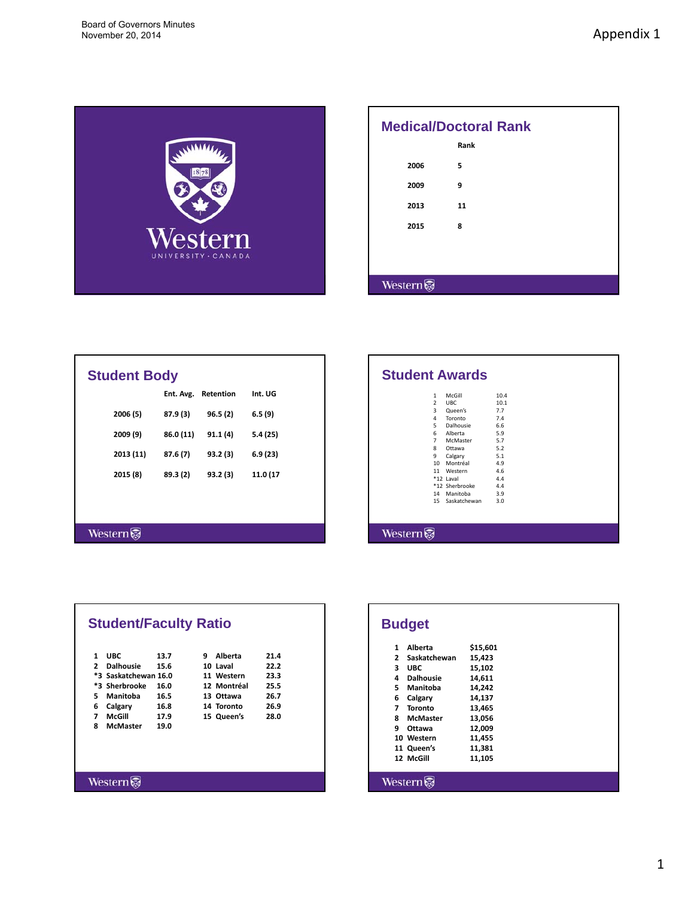Appendix 1

Western University · Canada

## Medical/Doctoral Rank

| | Rank |
|---|---|
| 2006 | 5 |
| 2009 | 9 |
| 2013 | 11 |
| 2015 | 8 |

## Student Body

| | Ent. Avg. | Retention | Int. UG |
|---|---|---|---|
| 2006 (5) | 87.9 (3) | 96.5 (2) | 6.5 (9) |
| 2009 (9) | 86.0 (11) | 91.1 (4) | 5.4 (25) |
| 2013 (11) | 87.6 (7) | 93.2 (3) | 6.9 (23) |
| 2015 (8) | 89.3 (2) | 93.2 (3) | 11.0 (17 |

## Student Awards

| | | |
|---|---|---|
| 1 | McGill | 10.4 |
| 2 | UBC | 10.1 |
| 3 | Queen's | 7.7 |
| 4 | Toronto | 7.4 |
| 5 | Dalhousie | 6.6 |
| 6 | Alberta | 5.9 |
| 7 | McMaster | 5.7 |
| 8 | Ottawa | 5.2 |
| 9 | Calgary | 5.1 |
| 10 | Montréal | 4.9 |
| 11 | Western | 4.6 |
| *12 | Laval | 4.4 |
| *12 | Sherbrooke | 4.4 |
| 14 | Manitoba | 3.9 |
| 15 | Saskatchewan | 3.0 |

## Student/Faculty Ratio

| | | |
|---|---|---|
| 1 | UBC | 13.7 |
| 2 | Dalhousie | 15.6 |
| *3 | Saskatchewan | 16.0 |
| *3 | Sherbrooke | 16.0 |
| 5 | Manitoba | 16.5 |
| 6 | Calgary | 16.8 |
| 7 | McGill | 17.9 |
| 8 | McMaster | 19.0 |
| 9 | Alberta | 21.4 |
| 10 | Laval | 22.2 |
| 11 | Western | 23.3 |
| 12 | Montréal | 25.5 |
| 13 | Ottawa | 26.7 |
| 14 | Toronto | 26.9 |
| 15 | Queen's | 28.0 |

## Budget

| | | |
|---|---|---|
| 1 | Alberta | $15,601 |
| 2 | Saskatchewan | 15,423 |
| 3 | UBC | 15,102 |
| 4 | Dalhousie | 14,611 |
| 5 | Manitoba | 14,242 |
| 6 | Calgary | 14,137 |
| 7 | Toronto | 13,465 |
| 8 | McMaster | 13,056 |
| 9 | Ottawa | 12,009 |
| 10 | Western | 11,455 |
| 11 | Queen's | 11,381 |
| 12 | McGill | 11,105 |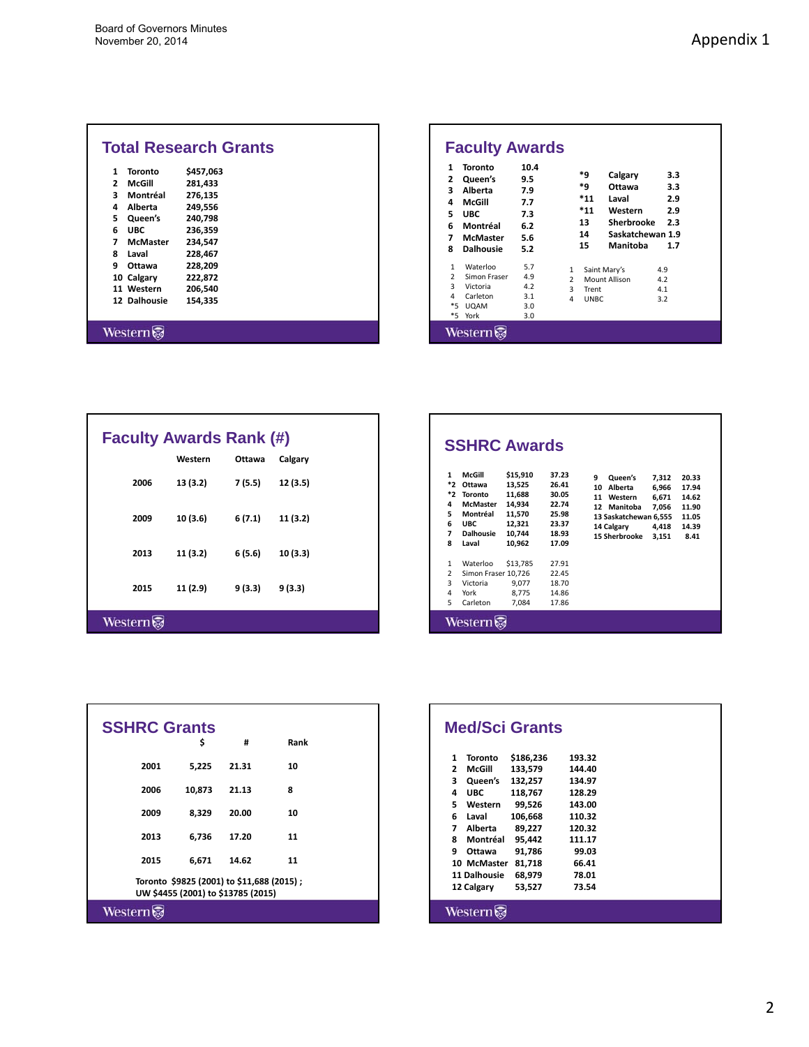Board of Governors Minutes
November 20, 2014

Appendix 1

## Total Research Grants

| Rank | University | Amount |
|---|---|---|
| 1 | Toronto | $457,063 |
| 2 | McGill | 281,433 |
| 3 | Montréal | 276,135 |
| 4 | Alberta | 249,556 |
| 5 | Queen's | 240,798 |
| 6 | UBC | 236,359 |
| 7 | McMaster | 234,547 |
| 8 | Laval | 228,467 |
| 9 | Ottawa | 228,209 |
| 10 | Calgary | 222,872 |
| 11 | Western | 206,540 |
| 12 | Dalhousie | 154,335 |

Western

## Faculty Awards

| Rank | University | Value |
|---|---|---|
| 1 | Toronto | 10.4 |
| 2 | Queen's | 9.5 |
| 3 | Alberta | 7.9 |
| 4 | McGill | 7.7 |
| 5 | UBC | 7.3 |
| 6 | Montréal | 6.2 |
| 7 | McMaster | 5.6 |
| 8 | Dalhousie | 5.2 |
| *9 | Calgary | 3.3 |
| *9 | Ottawa | 3.3 |
| *11 | Laval | 2.9 |
| *11 | Western | 2.9 |
| 13 | Sherbrooke | 2.3 |
| 14 | Saskatchewan | 1.9 |
| 15 | Manitoba | 1.7 |

| Rank | University | Value |
|---|---|---|
| 1 | Waterloo | 5.7 |
| 2 | Simon Fraser | 4.9 |
| 3 | Victoria | 4.2 |
| 4 | Carleton | 3.1 |
| *5 | UQAM | 3.0 |
| *5 | York | 3.0 |

| Rank | University | Value |
|---|---|---|
| 1 | Saint Mary's | 4.9 |
| 2 | Mount Allison | 4.2 |
| 3 | Trent | 4.1 |
| 4 | UNBC | 3.2 |

Western

## Faculty Awards Rank (#)

| | Western | Ottawa | Calgary |
|---|---|---|---|
| 2006 | 13 (3.2) | 7 (5.5) | 12 (3.5) |
| 2009 | 10 (3.6) | 6 (7.1) | 11 (3.2) |
| 2013 | 11 (3.2) | 6 (5.6) | 10 (3.3) |
| 2015 | 11 (2.9) | 9 (3.3) | 9 (3.3) |

Western

## SSHRC Awards

| Rank | University | $ | # |
|---|---|---|---|
| 1 | McGill | $15,910 | 37.23 |
| *2 | Ottawa | 13,525 | 26.41 |
| *2 | Toronto | 11,688 | 30.05 |
| 4 | McMaster | 14,934 | 22.74 |
| 5 | Montréal | 11,570 | 25.98 |
| 6 | UBC | 12,321 | 23.37 |
| 7 | Dalhousie | 10,744 | 18.93 |
| 8 | Laval | 10,962 | 17.09 |
| 9 | Queen's | 7,312 | 20.33 |
| 10 | Alberta | 6,966 | 17.94 |
| 11 | Western | 6,671 | 14.62 |
| 12 | Manitoba | 7,056 | 11.90 |
| 13 | Saskatchewan | 6,555 | 11.05 |
| 14 | Calgary | 4,418 | 14.39 |
| 15 | Sherbrooke | 3,151 | 8.41 |

| Rank | University | $ | # |
|---|---|---|---|
| 1 | Waterloo | $13,785 | 27.91 |
| 2 | Simon Fraser | 10,726 | 22.45 |
| 3 | Victoria | 9,077 | 18.70 |
| 4 | York | 8,775 | 14.86 |
| 5 | Carleton | 7,084 | 17.86 |

Western

## SSHRC Grants

| | $ | # | Rank |
|---|---|---|---|
| 2001 | 5,225 | 21.31 | 10 |
| 2006 | 10,873 | 21.13 | 8 |
| 2009 | 8,329 | 20.00 | 10 |
| 2013 | 6,736 | 17.20 | 11 |
| 2015 | 6,671 | 14.62 | 11 |

Toronto $9825 (2001) to $11,688 (2015) ;
UW $4455 (2001) to $13785 (2015)

Western

## Med/Sci Grants

| Rank | University | $ | # |
|---|---|---|---|
| 1 | Toronto | $186,236 | 193.32 |
| 2 | McGill | 133,579 | 144.40 |
| 3 | Queen's | 132,257 | 134.97 |
| 4 | UBC | 118,767 | 128.29 |
| 5 | Western | 99,526 | 143.00 |
| 6 | Laval | 106,668 | 110.32 |
| 7 | Alberta | 89,227 | 120.32 |
| 8 | Montréal | 95,442 | 111.17 |
| 9 | Ottawa | 91,786 | 99.03 |
| 10 | McMaster | 81,718 | 66.41 |
| 11 | Dalhousie | 68,979 | 78.01 |
| 12 | Calgary | 53,527 | 73.54 |

Western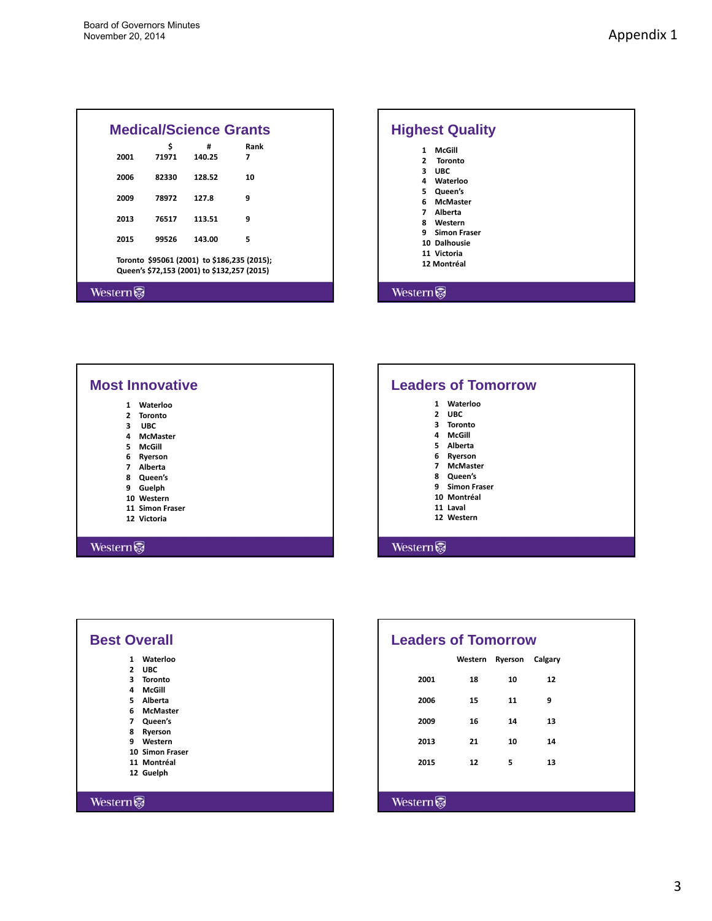Appendix 1

## Medical/Science Grants

| | $ | # | Rank |
|---|---|---|---|
| 2001 | 71971 | 140.25 | 7 |
| 2006 | 82330 | 128.52 | 10 |
| 2009 | 78972 | 127.8 | 9 |
| 2013 | 76517 | 113.51 | 9 |
| 2015 | 99526 | 143.00 | 5 |

Toronto $95061 (2001) to $186,235 (2015);
Queen's $72,153 (2001) to $132,257 (2015)

Western

## Highest Quality

1 McGill
2 Toronto
3 UBC
4 Waterloo
5 Queen's
6 McMaster
7 Alberta
8 Western
9 Simon Fraser
10 Dalhousie
11 Victoria
12 Montréal

Western

## Most Innovative

1 Waterloo
2 Toronto
3 UBC
4 McMaster
5 McGill
6 Ryerson
7 Alberta
8 Queen's
9 Guelph
10 Western
11 Simon Fraser
12 Victoria

Western

## Leaders of Tomorrow

1 Waterloo
2 UBC
3 Toronto
4 McGill
5 Alberta
6 Ryerson
7 McMaster
8 Queen's
9 Simon Fraser
10 Montréal
11 Laval
12 Western

Western

## Best Overall

1 Waterloo
2 UBC
3 Toronto
4 McGill
5 Alberta
6 McMaster
7 Queen's
8 Ryerson
9 Western
10 Simon Fraser
11 Montréal
12 Guelph

Western

## Leaders of Tomorrow

| | Western | Ryerson | Calgary |
|---|---|---|---|
| 2001 | 18 | 10 | 12 |
| 2006 | 15 | 11 | 9 |
| 2009 | 16 | 14 | 13 |
| 2013 | 21 | 10 | 14 |
| 2015 | 12 | 5 | 13 |

Western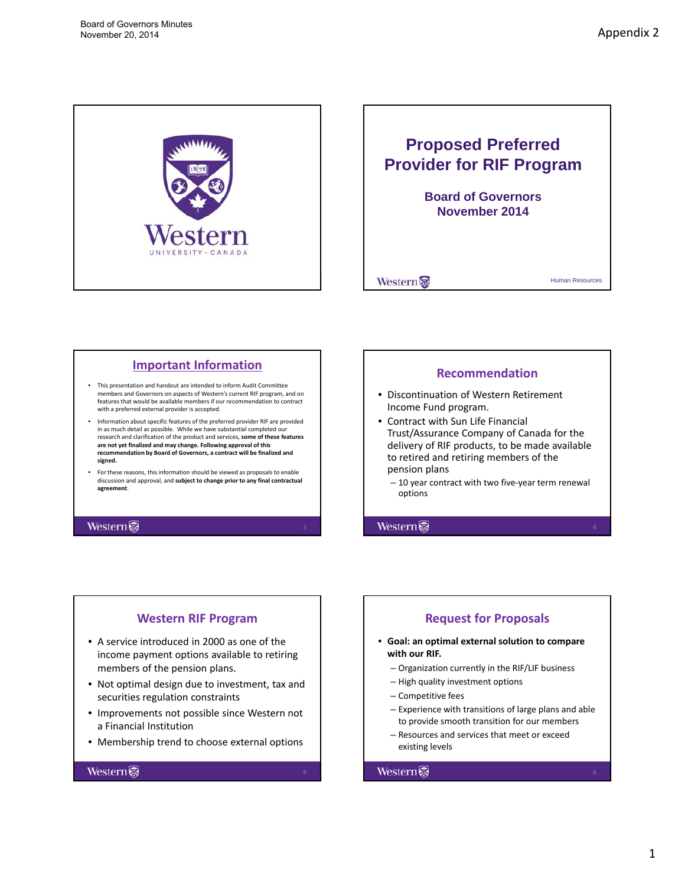Appendix 2

## Proposed Preferred Provider for RIF Program

**Board of Governors**
**November 2014**

Human Resources

## Important Information

- This presentation and handout are intended to inform Audit Committee members and Governors on aspects of Western's current RIF program, and on features that would be available members if our recommendation to contract with a preferred external provider is accepted.
- Information about specific features of the preferred provider RIF are provided in as much detail as possible. While we have substantial completed our research and clarification of the product and services, **some of these features are not yet finalized and may change. Following approval of this recommendation by Board of Governors, a contract will be finalized and signed.**
- For these reasons, this information should be viewed as proposals to enable discussion and approval, and **subject to change prior to any final contractual agreement**.

## Recommendation

- Discontinuation of Western Retirement Income Fund program.
- Contract with Sun Life Financial Trust/Assurance Company of Canada for the delivery of RIF products, to be made available to retired and retiring members of the pension plans
  - 10 year contract with two five-year term renewal options

## Western RIF Program

- A service introduced in 2000 as one of the income payment options available to retiring members of the pension plans.
- Not optimal design due to investment, tax and securities regulation constraints
- Improvements not possible since Western not a Financial Institution
- Membership trend to choose external options

## Request for Proposals

- **Goal: an optimal external solution to compare with our RIF.**
  - Organization currently in the RIF/LIF business
  - High quality investment options
  - Competitive fees
  - Experience with transitions of large plans and able to provide smooth transition for our members
  - Resources and services that meet or exceed existing levels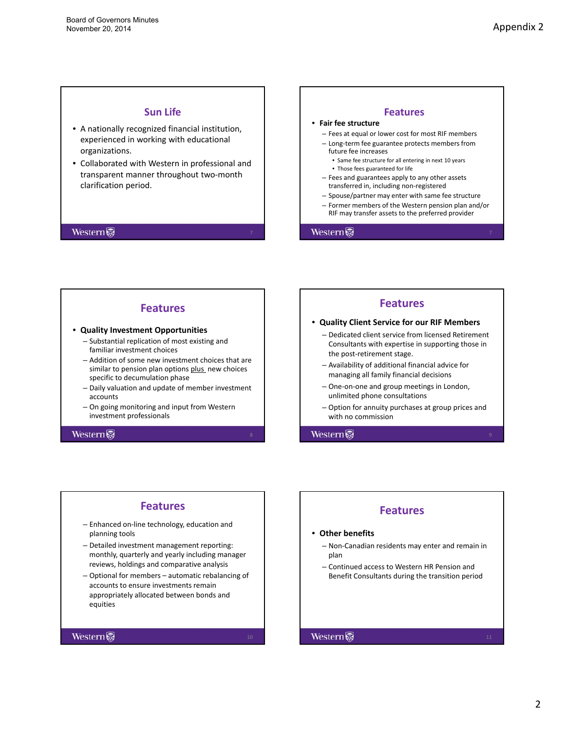Appendix 2

## Sun Life

- A nationally recognized financial institution, experienced in working with educational organizations.
- Collaborated with Western in professional and transparent manner throughout two-month clarification period.

## Features

- **Fair fee structure**
  - Fees at equal or lower cost for most RIF members
  - Long-term fee guarantee protects members from future fee increases
    - Same fee structure for all entering in next 10 years
    - Those fees guaranteed for life
  - Fees and guarantees apply to any other assets transferred in, including non-registered
  - Spouse/partner may enter with same fee structure
  - Former members of the Western pension plan and/or RIF may transfer assets to the preferred provider

## Features

- **Quality Investment Opportunities**
  - Substantial replication of most existing and familiar investment choices
  - Addition of some new investment choices that are similar to pension plan options plus new choices specific to decumulation phase
  - Daily valuation and update of member investment accounts
  - On going monitoring and input from Western investment professionals

## Features

- **Quality Client Service for our RIF Members**
  - Dedicated client service from licensed Retirement Consultants with expertise in supporting those in the post-retirement stage.
  - Availability of additional financial advice for managing all family financial decisions
  - One-on-one and group meetings in London, unlimited phone consultations
  - Option for annuity purchases at group prices and with no commission

## Features

- Enhanced on-line technology, education and planning tools
- Detailed investment management reporting: monthly, quarterly and yearly including manager reviews, holdings and comparative analysis
- Optional for members – automatic rebalancing of accounts to ensure investments remain appropriately allocated between bonds and equities

## Features

- **Other benefits**
  - Non-Canadian residents may enter and remain in plan
  - Continued access to Western HR Pension and Benefit Consultants during the transition period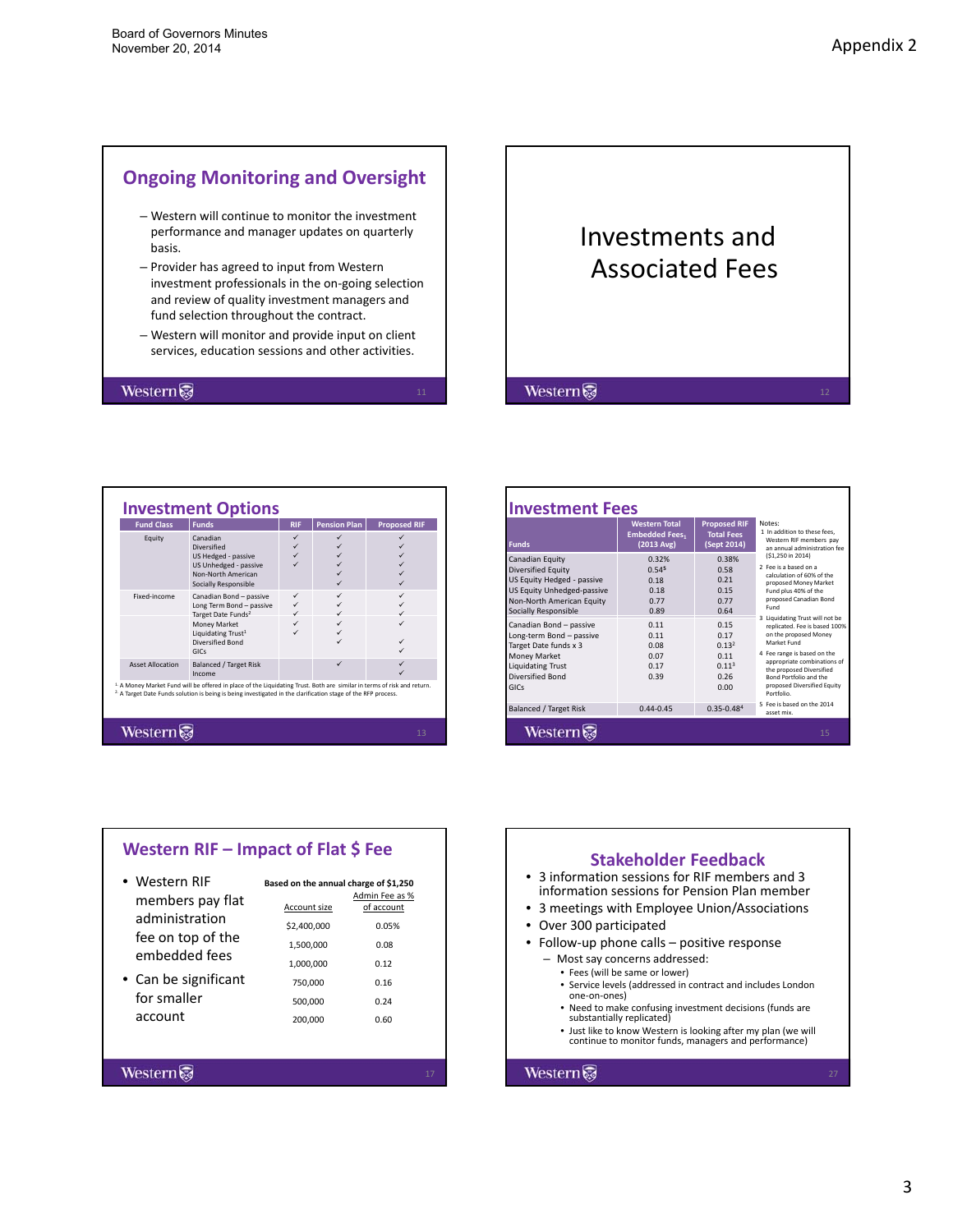Appendix 2

## Ongoing Monitoring and Oversight

- Western will continue to monitor the investment performance and manager updates on quarterly basis.
- Provider has agreed to input from Western investment professionals in the on-going selection and review of quality investment managers and fund selection throughout the contract.
- Western will monitor and provide input on client services, education sessions and other activities.

## Investments and Associated Fees

## Investment Options

| Fund Class | Funds | RIF | Pension Plan | Proposed RIF |
|---|---|---|---|---|
| Equity | Canadian | ✓ | ✓ | ✓ |
| | Diversified | ✓ | ✓ | ✓ |
| | US Hedged - passive | ✓ | ✓ | ✓ |
| | US Unhedged - passive | ✓ | ✓ | ✓ |
| | Non-North American | | ✓ | ✓ |
| | Socially Responsible | | ✓ | ✓ |
| Fixed-income | Canadian Bond – passive | ✓ | ✓ | ✓ |
| | Long Term Bond – passive | ✓ | ✓ | ✓ |
| | Target Date Funds[2] | ✓ | ✓ | ✓ |
| | Money Market | ✓ | ✓ | ✓ |
| | Liquidating Trust[1] | ✓ | ✓ | |
| | Diversified Bond | | ✓ | ✓ |
| | GICs | | | ✓ |
| Asset Allocation | Balanced / Target Risk | | ✓ | ✓ |
| | Income | | | ✓ |

[1] A Money Market Fund will be offered in place of the Liquidating Trust. Both are similar in terms of risk and return.
[2] A Target Date Funds solution is being is being investigated in the clarification stage of the RFP process.

## Investment Fees

| Funds | Western Total Embedded Fees[1] (2013 Avg) | Proposed RIF Total Fees (Sept 2014) |
|---|---|---|
| Canadian Equity | 0.32% | 0.38% |
| Diversified Equity | 0.54[5] | 0.58 |
| US Equity Hedged - passive | 0.18 | 0.21 |
| US Equity Unhedged-passive | 0.18 | 0.15 |
| Non-North American Equity | 0.77 | 0.77 |
| Socially Responsible | 0.89 | 0.64 |
| Canadian Bond – passive | 0.11 | 0.15 |
| Long-term Bond – passive | 0.11 | 0.17 |
| Target Date funds x 3 | 0.08 | 0.13[2] |
| Money Market | 0.07 | 0.11 |
| Liquidating Trust | 0.17 | 0.11[3] |
| Diversified Bond | 0.39 | 0.26 |
| GICs | | 0.00 |
| Balanced / Target Risk | 0.44-0.45 | 0.35-0.48[4] |

Notes:
1. In addition to these fees, Western RIF members pay an annual administration fee ($1,250 in 2014)
2. Fee is a based on a calculation of 60% of the proposed Money Market Fund plus 40% of the proposed Canadian Bond Fund
3. Liquidating Trust will not be replicated. Fee is based 100% on the proposed Money Market Fund
4. Fee range is based on the appropriate combinations of the proposed Diversified Bond Portfolio and the proposed Diversified Equity Portfolio.
5. Fee is based on the 2014 asset mix.

## Western RIF – Impact of Flat $ Fee

- Western RIF members pay flat administration fee on top of the embedded fees
- Can be significant for smaller account

**Based on the annual charge of $1,250**

| Account size | Admin Fee as % of account |
|---|---|
| $2,400,000 | 0.05% |
| 1,500,000 | 0.08 |
| 1,000,000 | 0.12 |
| 750,000 | 0.16 |
| 500,000 | 0.24 |
| 200,000 | 0.60 |

## Stakeholder Feedback

- 3 information sessions for RIF members and 3 information sessions for Pension Plan member
- 3 meetings with Employee Union/Associations
- Over 300 participated
- Follow-up phone calls – positive response
  - Most say concerns addressed:
    - Fees (will be same or lower)
    - Service levels (addressed in contract and includes London one-on-ones)
    - Need to make confusing investment decisions (funds are substantially replicated)
    - Just like to know Western is looking after my plan (we will continue to monitor funds, managers and performance)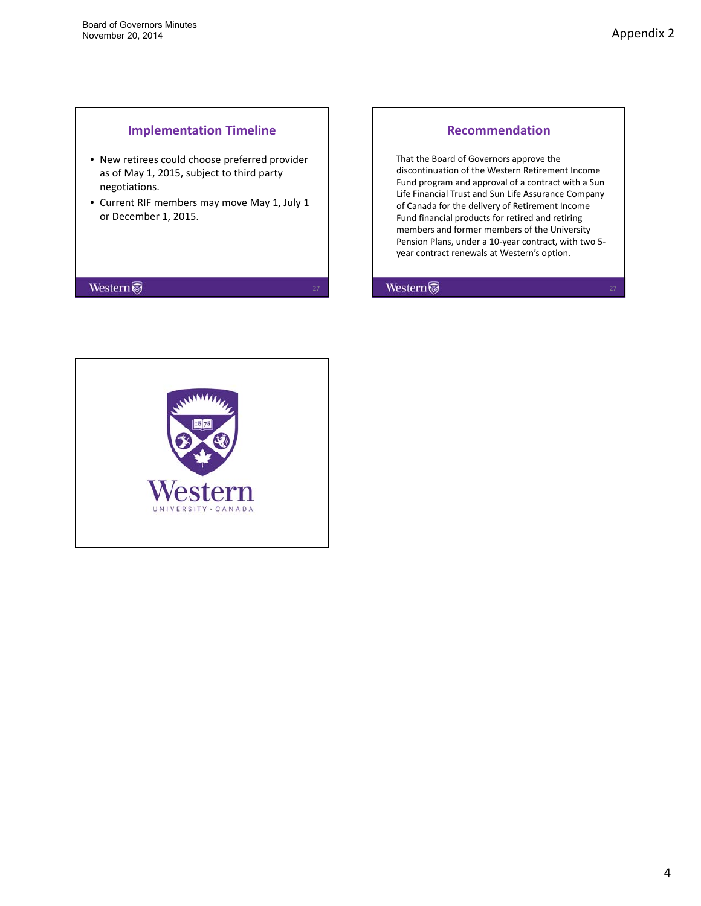## Implementation Timeline

- New retirees could choose preferred provider as of May 1, 2015, subject to third party negotiations.
- Current RIF members may move May 1, July 1 or December 1, 2015.

## Recommendation

That the Board of Governors approve the discontinuation of the Western Retirement Income Fund program and approval of a contract with a Sun Life Financial Trust and Sun Life Assurance Company of Canada for the delivery of Retirement Income Fund financial products for retired and retiring members and former members of the University Pension Plans, under a 10-year contract, with two 5-year contract renewals at Western's option.